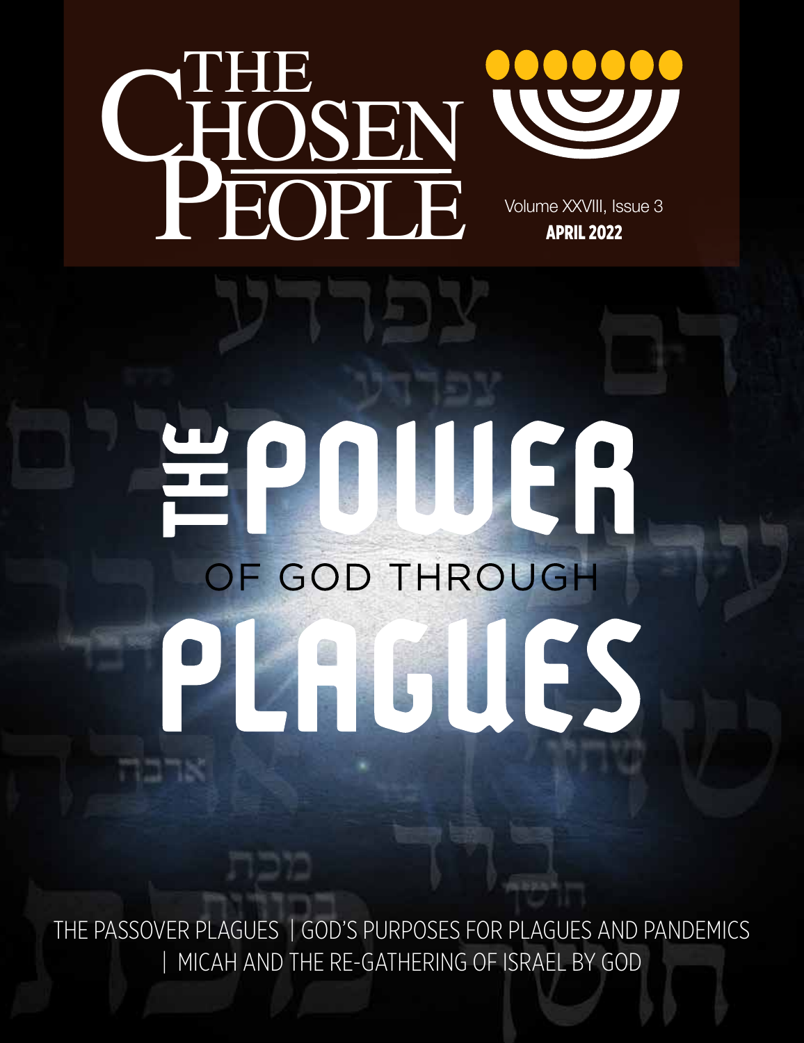# THE CHOSEN PEOPLE

Volume XXVIII, Issue 3

**APRIL 2022**

# THE POWER OF GOD THROUGH PLAGUES

THE PASSOVER PLAGUES | GOD'S PURPOSES FOR PLAGUES AND PANDEMICS | MICAH AND THE RE-GATHERING OF ISRAEL BY GOD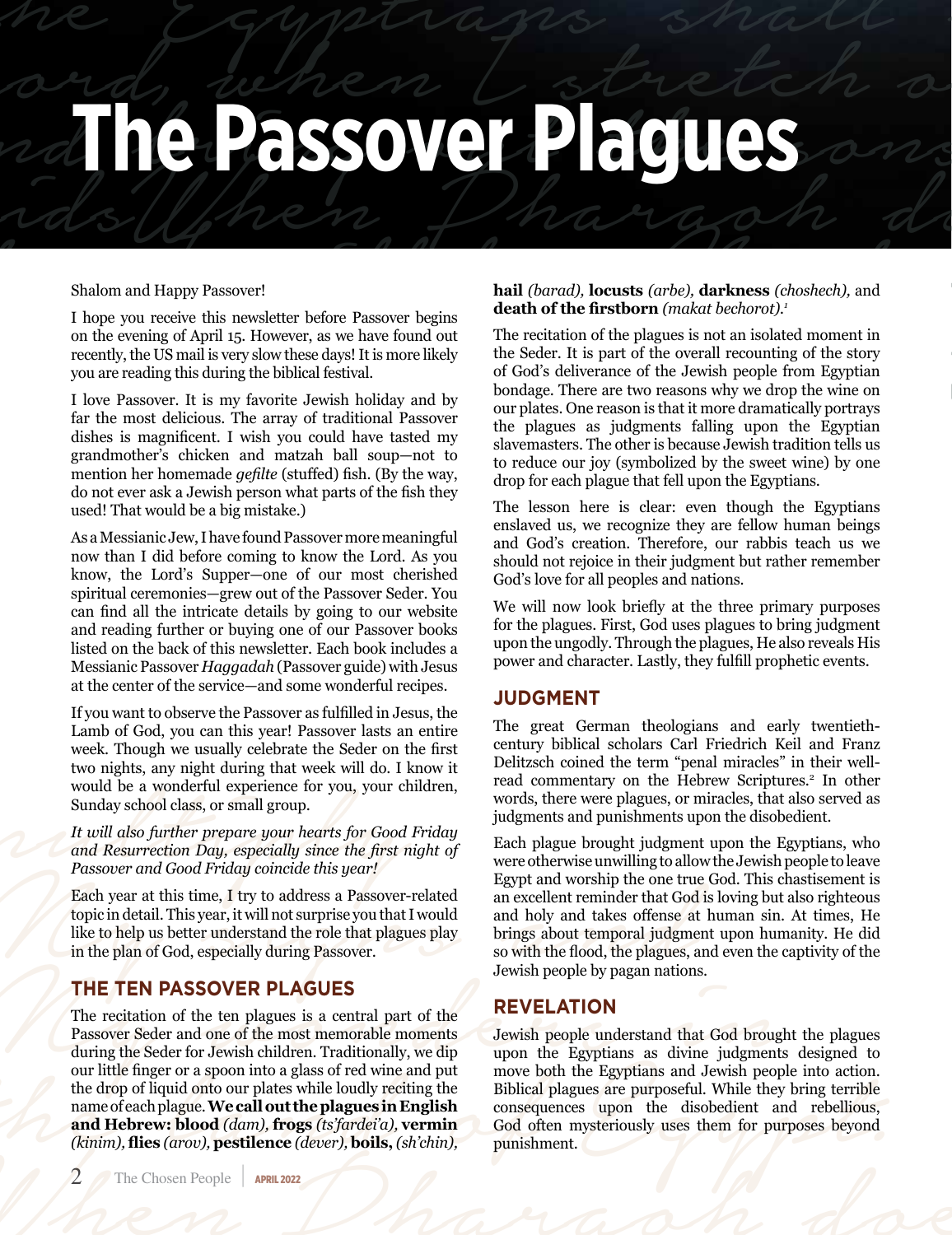# The Passover Plagues

Shalom and Happy Passover!

I hope you receive this newsletter before Passover begins on the evening of April 15. However, as we have found out recently, the US mail is very slow these days! It is more likely you are reading this during the biblical festival.

I love Passover. It is my favorite Jewish holiday and by far the most delicious. The array of traditional Passover dishes is magnificent. I wish you could have tasted my grandmother's chicken and matzah ball soup—not to mention her homemade *gefilte* (stuffed) fish. (By the way, do not ever ask a Jewish person what parts of the fish they used! That would be a big mistake.)

As a Messianic Jew, I have found Passover more meaningful now than I did before coming to know the Lord. As you know, the Lord's Supper—one of our most cherished spiritual ceremonies—grew out of the Passover Seder. You can find all the intricate details by going to our website and reading further or buying one of our Passover books listed on the back of this newsletter. Each book includes a Messianic Passover *Haggadah* (Passover guide) with Jesus at the center of the service—and some wonderful recipes.

If you want to observe the Passover as fulfilled in Jesus, the Lamb of God, you can this year! Passover lasts an entire week. Though we usually celebrate the Seder on the first two nights, any night during that week will do. I know it would be a wonderful experience for you, your children, Sunday school class, or small group.

*It will also further prepare your hearts for Good Friday and Resurrection Day, especially since the first night of Passover and Good Friday coincide this year!*

Each year at this time, I try to address a Passover-related topic in detail. This year, it will not surprise you that I would like to help us better understand the role that plagues play in the plan of God, especially during Passover.

## THE TEN PASSOVER PLAGUES

The recitation of the ten plagues is a central part of the Passover Seder and one of the most memorable moments during the Seder for Jewish children. Traditionally, we dip our little finger or a spoon into a glass of red wine and put the drop of liquid onto our plates while loudly reciting the name of each plague. **We call out the plagues in English and Hebrew: blood** *(dam),* **frogs** *(ts'fardei'a),* **vermin** *(kinim),* **flies** *(arov),* **pestilence** *(dever),* **boils,** *(sh'chin),* **hail** *(barad),* **locusts** *(arbe),* **darkness** *(choshech),* and **death of the firstborn** *(makat bechorot).*[1]

The recitation of the plagues is not an isolated moment in the Seder. It is part of the overall recounting of the story of God's deliverance of the Jewish people from Egyptian bondage. There are two reasons why we drop the wine on our plates. One reason is that it more dramatically portrays the plagues as judgments falling upon the Egyptian slavemasters. The other is because Jewish tradition tells us to reduce our joy (symbolized by the sweet wine) by one drop for each plague that fell upon the Egyptians.

The lesson here is clear: even though the Egyptians enslaved us, we recognize they are fellow human beings and God's creation. Therefore, our rabbis teach us we should not rejoice in their judgment but rather remember God's love for all peoples and nations.

We will now look briefly at the three primary purposes for the plagues. First, God uses plagues to bring judgment upon the ungodly. Through the plagues, He also reveals His power and character. Lastly, they fulfill prophetic events.

## JUDGMENT

The great German theologians and early twentieth-century biblical scholars Carl Friedrich Keil and Franz Delitzsch coined the term "penal miracles" in their well-read commentary on the Hebrew Scriptures.[2] In other words, there were plagues, or miracles, that also served as judgments and punishments upon the disobedient.

Each plague brought judgment upon the Egyptians, who were otherwise unwilling to allow the Jewish people to leave Egypt and worship the one true God. This chastisement is an excellent reminder that God is loving but also righteous and holy and takes offense at human sin. At times, He brings about temporal judgment upon humanity. He did so with the flood, the plagues, and even the captivity of the Jewish people by pagan nations.

## REVELATION

Jewish people understand that God brought the plagues upon the Egyptians as divine judgments designed to move both the Egyptians and Jewish people into action. Biblical plagues are purposeful. While they bring terrible consequences upon the disobedient and rebellious, God often mysteriously uses them for purposes beyond punishment.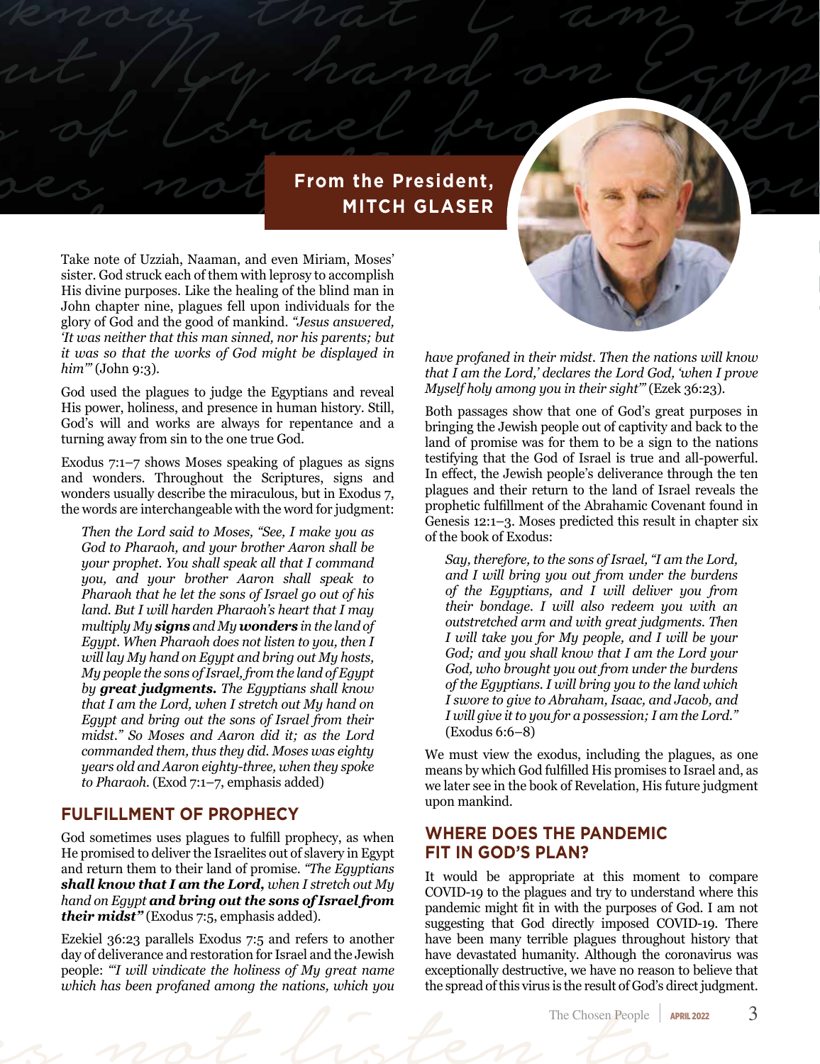## From the President, MITCH GLASER

Take note of Uzziah, Naaman, and even Miriam, Moses' sister. God struck each of them with leprosy to accomplish His divine purposes. Like the healing of the blind man in John chapter nine, plagues fell upon individuals for the glory of God and the good of mankind. *"Jesus answered, 'It was neither that this man sinned, nor his parents; but it was so that the works of God might be displayed in him'"* (John 9:3).

God used the plagues to judge the Egyptians and reveal His power, holiness, and presence in human history. Still, God's will and works are always for repentance and a turning away from sin to the one true God.

Exodus 7:1–7 shows Moses speaking of plagues as signs and wonders. Throughout the Scriptures, signs and wonders usually describe the miraculous, but in Exodus 7, the words are interchangeable with the word for judgment:

> *Then the Lord said to Moses, "See, I make you as God to Pharaoh, and your brother Aaron shall be your prophet. You shall speak all that I command you, and your brother Aaron shall speak to Pharaoh that he let the sons of Israel go out of his land. But I will harden Pharaoh's heart that I may multiply My* ***signs*** *and My* ***wonders*** *in the land of Egypt. When Pharaoh does not listen to you, then I will lay My hand on Egypt and bring out My hosts, My people the sons of Israel, from the land of Egypt by* ***great judgments.*** *The Egyptians shall know that I am the Lord, when I stretch out My hand on Egypt and bring out the sons of Israel from their midst." So Moses and Aaron did it; as the Lord commanded them, thus they did. Moses was eighty years old and Aaron eighty-three, when they spoke to Pharaoh.* (Exod 7:1–7, emphasis added)

### FULFILLMENT OF PROPHECY

God sometimes uses plagues to fulfill prophecy, as when He promised to deliver the Israelites out of slavery in Egypt and return them to their land of promise. *"The Egyptians* ***shall know that I am the Lord,*** *when I stretch out My hand on Egypt* ***and bring out the sons of Israel from their midst"*** (Exodus 7:5, emphasis added).

Ezekiel 36:23 parallels Exodus 7:5 and refers to another day of deliverance and restoration for Israel and the Jewish people: *"'I will vindicate the holiness of My great name which has been profaned among the nations, which you have profaned in their midst. Then the nations will know that I am the Lord,' declares the Lord God, 'when I prove Myself holy among you in their sight'"* (Ezek 36:23).

Both passages show that one of God's great purposes in bringing the Jewish people out of captivity and back to the land of promise was for them to be a sign to the nations testifying that the God of Israel is true and all-powerful. In effect, the Jewish people's deliverance through the ten plagues and their return to the land of Israel reveals the prophetic fulfillment of the Abrahamic Covenant found in Genesis 12:1–3. Moses predicted this result in chapter six of the book of Exodus:

> *Say, therefore, to the sons of Israel, "I am the Lord, and I will bring you out from under the burdens of the Egyptians, and I will deliver you from their bondage. I will also redeem you with an outstretched arm and with great judgments. Then I will take you for My people, and I will be your God; and you shall know that I am the Lord your God, who brought you out from under the burdens of the Egyptians. I will bring you to the land which I swore to give to Abraham, Isaac, and Jacob, and I will give it to you for a possession; I am the Lord."* (Exodus 6:6–8)

We must view the exodus, including the plagues, as one means by which God fulfilled His promises to Israel and, as we later see in the book of Revelation, His future judgment upon mankind.

### WHERE DOES THE PANDEMIC FIT IN GOD'S PLAN?

It would be appropriate at this moment to compare COVID-19 to the plagues and try to understand where this pandemic might fit in with the purposes of God. I am not suggesting that God directly imposed COVID-19. There have been many terrible plagues throughout history that have devastated humanity. Although the coronavirus was exceptionally destructive, we have no reason to believe that the spread of this virus is the result of God's direct judgment.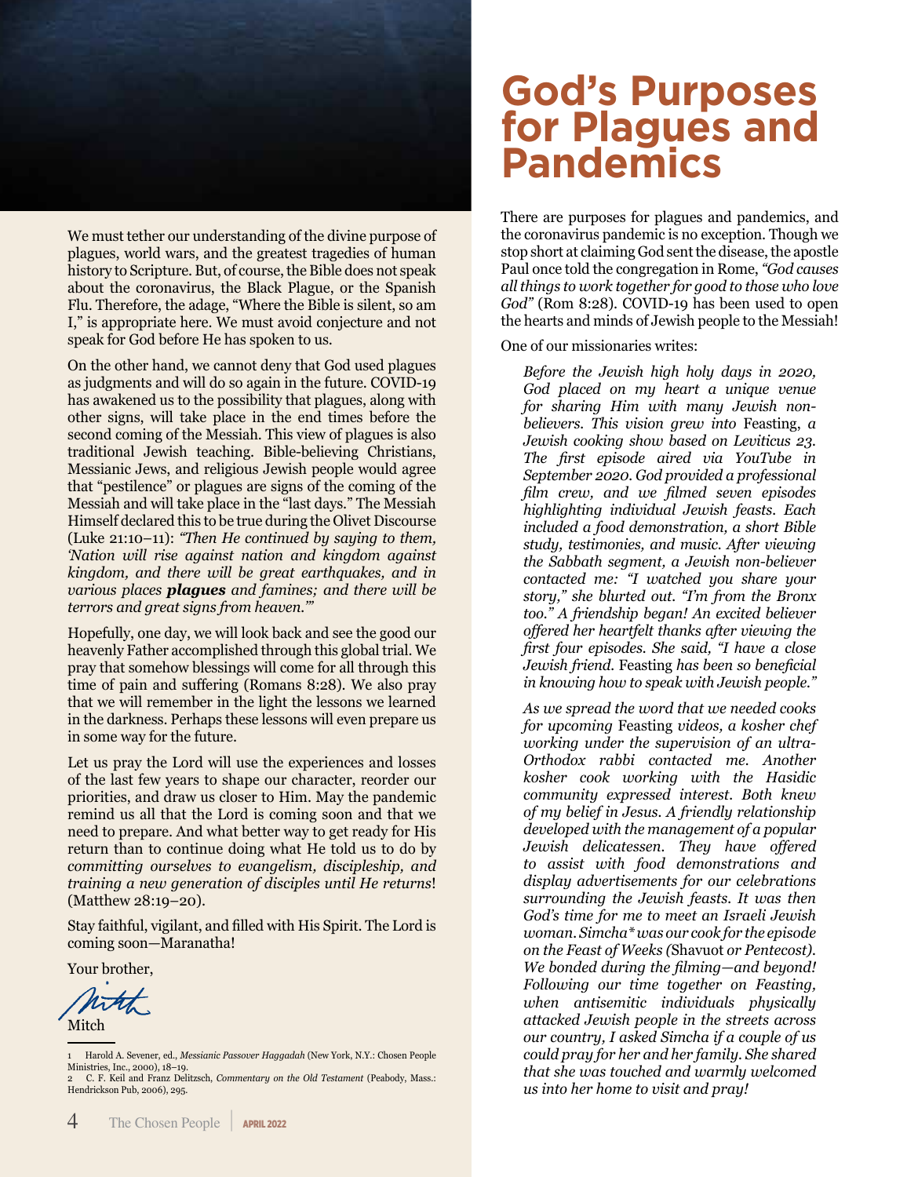We must tether our understanding of the divine purpose of plagues, world wars, and the greatest tragedies of human history to Scripture. But, of course, the Bible does not speak about the coronavirus, the Black Plague, or the Spanish Flu. Therefore, the adage, "Where the Bible is silent, so am I," is appropriate here. We must avoid conjecture and not speak for God before He has spoken to us.

On the other hand, we cannot deny that God used plagues as judgments and will do so again in the future. COVID-19 has awakened us to the possibility that plagues, along with other signs, will take place in the end times before the second coming of the Messiah. This view of plagues is also traditional Jewish teaching. Bible-believing Christians, Messianic Jews, and religious Jewish people would agree that "pestilence" or plagues are signs of the coming of the Messiah and will take place in the "last days." The Messiah Himself declared this to be true during the Olivet Discourse (Luke 21:10–11): *"Then He continued by saying to them, 'Nation will rise against nation and kingdom against kingdom, and there will be great earthquakes, and in various places* ***plagues*** *and famines; and there will be terrors and great signs from heaven.'"*

Hopefully, one day, we will look back and see the good our heavenly Father accomplished through this global trial. We pray that somehow blessings will come for all through this time of pain and suffering (Romans 8:28). We also pray that we will remember in the light the lessons we learned in the darkness. Perhaps these lessons will even prepare us in some way for the future.

Let us pray the Lord will use the experiences and losses of the last few years to shape our character, reorder our priorities, and draw us closer to Him. May the pandemic remind us all that the Lord is coming soon and that we need to prepare. And what better way to get ready for His return than to continue doing what He told us to do by *committing ourselves to evangelism, discipleship, and training a new generation of disciples until He returns*! (Matthew 28:19–20).

Stay faithful, vigilant, and filled with His Spirit. The Lord is coming soon—Maranatha!

Your brother,

Mitch

1 Harold A. Sevener, ed., *Messianic Passover Haggadah* (New York, N.Y.: Chosen People Ministries, Inc., 2000), 18–19.
2 C. F. Keil and Franz Delitzsch, *Commentary on the Old Testament* (Peabody, Mass.: Hendrickson Pub, 2006), 295.

# God's Purposes for Plagues and Pandemics

There are purposes for plagues and pandemics, and the coronavirus pandemic is no exception. Though we stop short at claiming God sent the disease, the apostle Paul once told the congregation in Rome, *"God causes all things to work together for good to those who love God"* (Rom 8:28). COVID-19 has been used to open the hearts and minds of Jewish people to the Messiah!

One of our missionaries writes:

> *Before the Jewish high holy days in 2020, God placed on my heart a unique venue for sharing Him with many Jewish non-believers. This vision grew into* Feasting*, a Jewish cooking show based on Leviticus 23. The first episode aired via YouTube in September 2020. God provided a professional film crew, and we filmed seven episodes highlighting individual Jewish feasts. Each included a food demonstration, a short Bible study, testimonies, and music. After viewing the Sabbath segment, a Jewish non-believer contacted me: "I watched you share your story," she blurted out. "I'm from the Bronx too." A friendship began! An excited believer offered her heartfelt thanks after viewing the first four episodes. She said, "I have a close Jewish friend.* Feasting *has been so beneficial in knowing how to speak with Jewish people."*
>
> *As we spread the word that we needed cooks for upcoming* Feasting *videos, a kosher chef working under the supervision of an ultra-Orthodox rabbi contacted me. Another kosher cook working with the Hasidic community expressed interest. Both knew of my belief in Jesus. A friendly relationship developed with the management of a popular Jewish delicatessen. They have offered to assist with food demonstrations and display advertisements for our celebrations surrounding the Jewish feasts. It was then God's time for me to meet an Israeli Jewish woman. Simcha\* was our cook for the episode on the Feast of Weeks (*Shavuot *or Pentecost). We bonded during the filming—and beyond! Following our time together on Feasting, when antisemitic individuals physically attacked Jewish people in the streets across our country, I asked Simcha if a couple of us could pray for her and her family. She shared that she was touched and warmly welcomed us into her home to visit and pray!*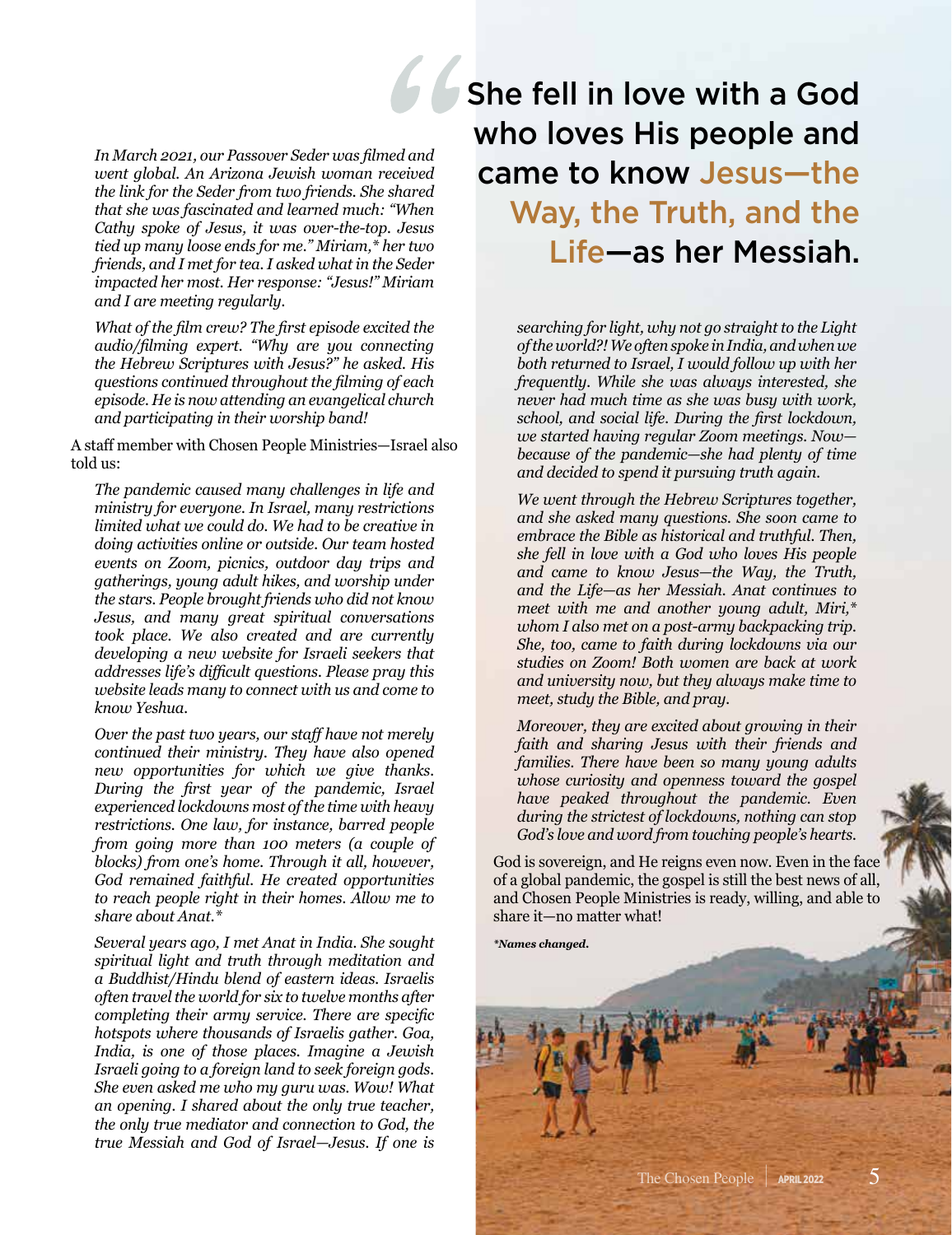*In March 2021, our Passover Seder was filmed and went global. An Arizona Jewish woman received the link for the Seder from two friends. She shared that she was fascinated and learned much: "When Cathy spoke of Jesus, it was over-the-top. Jesus tied up many loose ends for me." Miriam,* her two friends, and I met for tea. I asked what in the Seder impacted her most. Her response: "Jesus!" Miriam and I are meeting regularly.*

*What of the film crew? The first episode excited the audio/filming expert. "Why are you connecting the Hebrew Scriptures with Jesus?" he asked. His questions continued throughout the filming of each episode. He is now attending an evangelical church and participating in their worship band!*

A staff member with Chosen People Ministries—Israel also told us:

*The pandemic caused many challenges in life and ministry for everyone. In Israel, many restrictions limited what we could do. We had to be creative in doing activities online or outside. Our team hosted events on Zoom, picnics, outdoor day trips and gatherings, young adult hikes, and worship under the stars. People brought friends who did not know Jesus, and many great spiritual conversations took place. We also created and are currently developing a new website for Israeli seekers that addresses life's difficult questions. Please pray this website leads many to connect with us and come to know Yeshua.*

*Over the past two years, our staff have not merely continued their ministry. They have also opened new opportunities for which we give thanks. During the first year of the pandemic, Israel experienced lockdowns most of the time with heavy restrictions. One law, for instance, barred people from going more than 100 meters (a couple of blocks) from one's home. Through it all, however, God remained faithful. He created opportunities to reach people right in their homes. Allow me to share about Anat.**

*Several years ago, I met Anat in India. She sought spiritual light and truth through meditation and a Buddhist/Hindu blend of eastern ideas. Israelis often travel the world for six to twelve months after completing their army service. There are specific hotspots where thousands of Israelis gather. Goa, India, is one of those places. Imagine a Jewish Israeli going to a foreign land to seek foreign gods. She even asked me who my guru was. Wow! What an opening. I shared about the only true teacher, the only true mediator and connection to God, the true Messiah and God of Israel—Jesus. If one is searching for light, why not go straight to the Light of the world?! We often spoke in India, and when we both returned to Israel, I would follow up with her frequently. While she was always interested, she never had much time as she was busy with work, school, and social life. During the first lockdown, we started having regular Zoom meetings. Now—because of the pandemic—she had plenty of time and decided to spend it pursuing truth again.*

> "She fell in love with a God who loves His people and came to know Jesus—the Way, the Truth, and the Life—as her Messiah.

*We went through the Hebrew Scriptures together, and she asked many questions. She soon came to embrace the Bible as historical and truthful. Then, she fell in love with a God who loves His people and came to know Jesus—the Way, the Truth, and the Life—as her Messiah. Anat continues to meet with me and another young adult, Miri,* whom I also met on a post-army backpacking trip. She, too, came to faith during lockdowns via our studies on Zoom! Both women are back at work and university now, but they always make time to meet, study the Bible, and pray.*

*Moreover, they are excited about growing in their faith and sharing Jesus with their friends and families. There have been so many young adults whose curiosity and openness toward the gospel have peaked throughout the pandemic. Even during the strictest of lockdowns, nothing can stop God's love and word from touching people's hearts.*

God is sovereign, and He reigns even now. Even in the face of a global pandemic, the gospel is still the best news of all, and Chosen People Ministries is ready, willing, and able to share it—no matter what!

***Names changed.***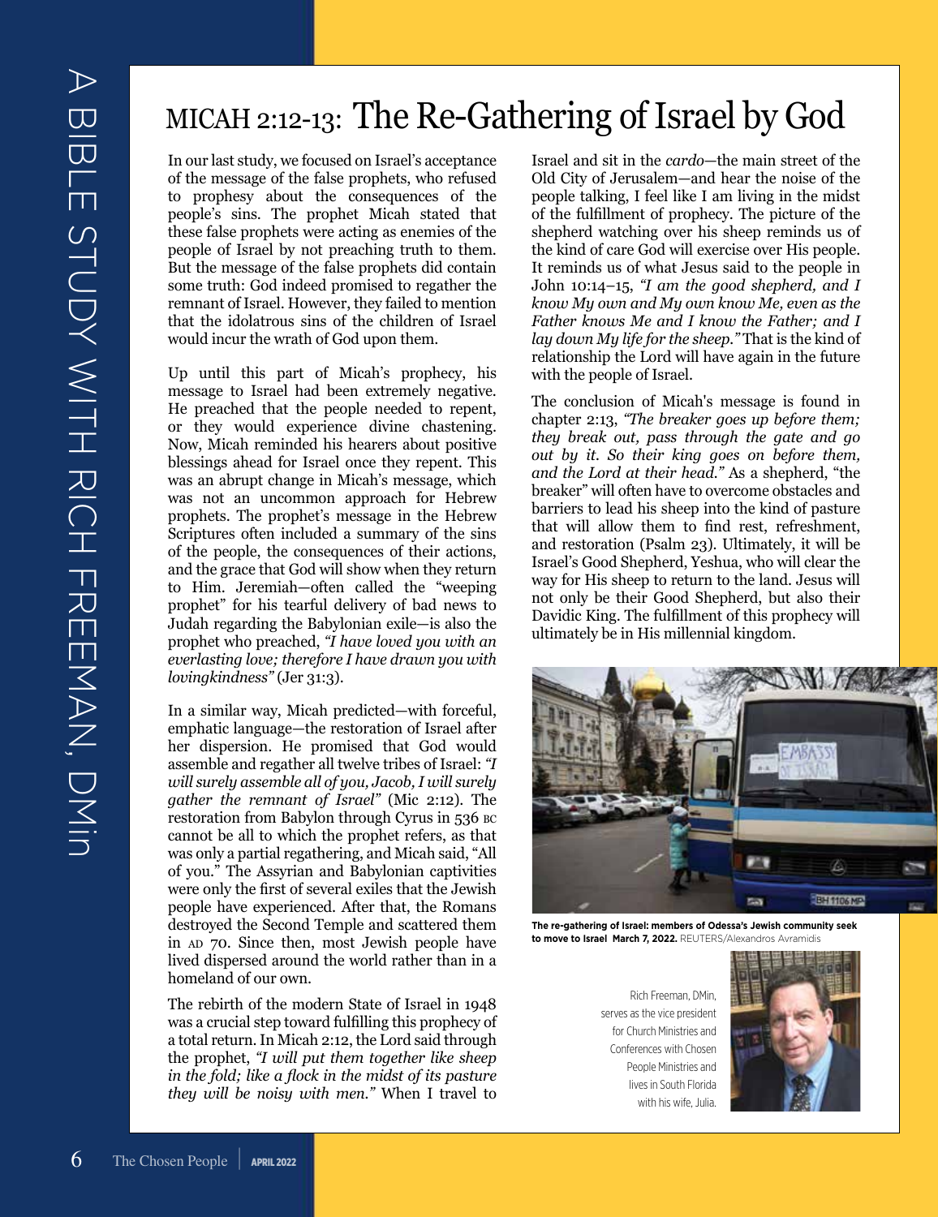# MICAH 2:12-13: The Re-Gathering of Israel by God

In our last study, we focused on Israel's acceptance of the message of the false prophets, who refused to prophesy about the consequences of the people's sins. The prophet Micah stated that these false prophets were acting as enemies of the people of Israel by not preaching truth to them. But the message of the false prophets did contain some truth: God indeed promised to regather the remnant of Israel. However, they failed to mention that the idolatrous sins of the children of Israel would incur the wrath of God upon them.

Up until this part of Micah's prophecy, his message to Israel had been extremely negative. He preached that the people needed to repent, or they would experience divine chastening. Now, Micah reminded his hearers about positive blessings ahead for Israel once they repent. This was an abrupt change in Micah's message, which was not an uncommon approach for Hebrew prophets. The prophet's message in the Hebrew Scriptures often included a summary of the sins of the people, the consequences of their actions, and the grace that God will show when they return to Him. Jeremiah—often called the "weeping prophet" for his tearful delivery of bad news to Judah regarding the Babylonian exile—is also the prophet who preached, *"I have loved you with an everlasting love; therefore I have drawn you with lovingkindness"* (Jer 31:3).

In a similar way, Micah predicted—with forceful, emphatic language—the restoration of Israel after her dispersion. He promised that God would assemble and regather all twelve tribes of Israel: *"I will surely assemble all of you, Jacob, I will surely gather the remnant of Israel"* (Mic 2:12). The restoration from Babylon through Cyrus in 536 BC cannot be all to which the prophet refers, as that was only a partial regathering, and Micah said, "All of you." The Assyrian and Babylonian captivities were only the first of several exiles that the Jewish people have experienced. After that, the Romans destroyed the Second Temple and scattered them in AD 70. Since then, most Jewish people have lived dispersed around the world rather than in a homeland of our own.

The rebirth of the modern State of Israel in 1948 was a crucial step toward fulfilling this prophecy of a total return. In Micah 2:12, the Lord said through the prophet, *"I will put them together like sheep in the fold; like a flock in the midst of its pasture they will be noisy with men."* When I travel to Israel and sit in the *cardo*—the main street of the Old City of Jerusalem—and hear the noise of the people talking, I feel like I am living in the midst of the fulfillment of prophecy. The picture of the shepherd watching over his sheep reminds us of the kind of care God will exercise over His people. It reminds us of what Jesus said to the people in John 10:14–15, *"I am the good shepherd, and I know My own and My own know Me, even as the Father knows Me and I know the Father; and I lay down My life for the sheep."* That is the kind of relationship the Lord will have again in the future with the people of Israel.

The conclusion of Micah's message is found in chapter 2:13, *"The breaker goes up before them; they break out, pass through the gate and go out by it. So their king goes on before them, and the Lord at their head."* As a shepherd, "the breaker" will often have to overcome obstacles and barriers to lead his sheep into the kind of pasture that will allow them to find rest, refreshment, and restoration (Psalm 23). Ultimately, it will be Israel's Good Shepherd, Yeshua, who will clear the way for His sheep to return to the land. Jesus will not only be their Good Shepherd, but also their Davidic King. The fulfillment of this prophecy will ultimately be in His millennial kingdom.

**The re-gathering of Israel: members of Odessa's Jewish community seek to move to Israel March 7, 2022.** REUTERS/Alexandros Avramidis

Rich Freeman, DMin, serves as the vice president for Church Ministries and Conferences with Chosen People Ministries and lives in South Florida with his wife, Julia.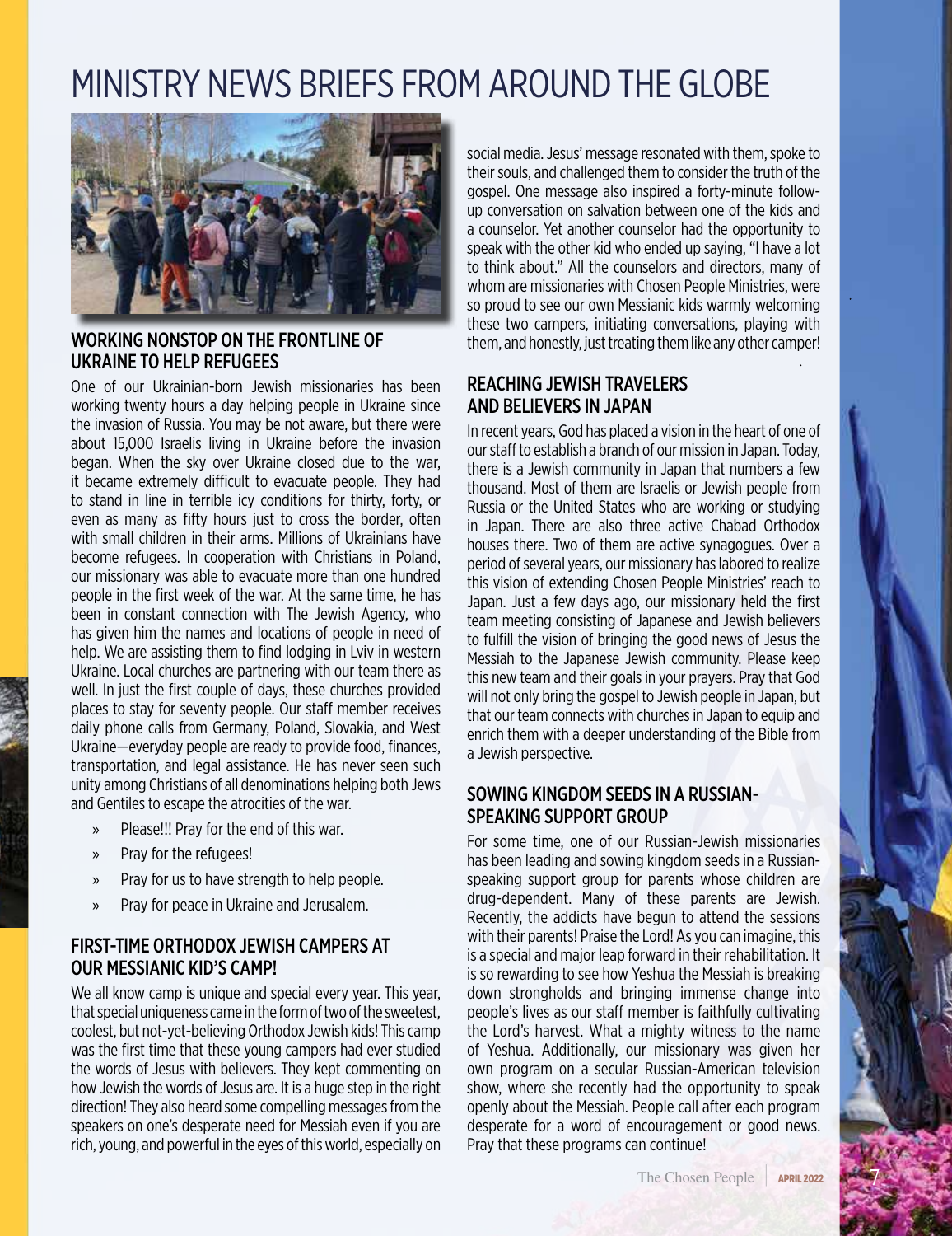# MINISTRY NEWS BRIEFS FROM AROUND THE GLOBE

## WORKING NONSTOP ON THE FRONTLINE OF UKRAINE TO HELP REFUGEES

One of our Ukrainian-born Jewish missionaries has been working twenty hours a day helping people in Ukraine since the invasion of Russia. You may be not aware, but there were about 15,000 Israelis living in Ukraine before the invasion began. When the sky over Ukraine closed due to the war, it became extremely difficult to evacuate people. They had to stand in line in terrible icy conditions for thirty, forty, or even as many as fifty hours just to cross the border, often with small children in their arms. Millions of Ukrainians have become refugees. In cooperation with Christians in Poland, our missionary was able to evacuate more than one hundred people in the first week of the war. At the same time, he has been in constant connection with The Jewish Agency, who has given him the names and locations of people in need of help. We are assisting them to find lodging in Lviv in western Ukraine. Local churches are partnering with our team there as well. In just the first couple of days, these churches provided places to stay for seventy people. Our staff member receives daily phone calls from Germany, Poland, Slovakia, and West Ukraine—everyday people are ready to provide food, finances, transportation, and legal assistance. He has never seen such unity among Christians of all denominations helping both Jews and Gentiles to escape the atrocities of the war.

- Please!!! Pray for the end of this war.
- Pray for the refugees!
- Pray for us to have strength to help people.
- Pray for peace in Ukraine and Jerusalem.

## FIRST-TIME ORTHODOX JEWISH CAMPERS AT OUR MESSIANIC KID'S CAMP!

We all know camp is unique and special every year. This year, that special uniqueness came in the form of two of the sweetest, coolest, but not-yet-believing Orthodox Jewish kids! This camp was the first time that these young campers had ever studied the words of Jesus with believers. They kept commenting on how Jewish the words of Jesus are. It is a huge step in the right direction! They also heard some compelling messages from the speakers on one's desperate need for Messiah even if you are rich, young, and powerful in the eyes of this world, especially on social media. Jesus' message resonated with them, spoke to their souls, and challenged them to consider the truth of the gospel. One message also inspired a forty-minute follow-up conversation on salvation between one of the kids and a counselor. Yet another counselor had the opportunity to speak with the other kid who ended up saying, "I have a lot to think about." All the counselors and directors, many of whom are missionaries with Chosen People Ministries, were so proud to see our own Messianic kids warmly welcoming these two campers, initiating conversations, playing with them, and honestly, just treating them like any other camper!

## REACHING JEWISH TRAVELERS AND BELIEVERS IN JAPAN

In recent years, God has placed a vision in the heart of one of our staff to establish a branch of our mission in Japan. Today, there is a Jewish community in Japan that numbers a few thousand. Most of them are Israelis or Jewish people from Russia or the United States who are working or studying in Japan. There are also three active Chabad Orthodox houses there. Two of them are active synagogues. Over a period of several years, our missionary has labored to realize this vision of extending Chosen People Ministries' reach to Japan. Just a few days ago, our missionary held the first team meeting consisting of Japanese and Jewish believers to fulfill the vision of bringing the good news of Jesus the Messiah to the Japanese Jewish community. Please keep this new team and their goals in your prayers. Pray that God will not only bring the gospel to Jewish people in Japan, but that our team connects with churches in Japan to equip and enrich them with a deeper understanding of the Bible from a Jewish perspective.

## SOWING KINGDOM SEEDS IN A RUSSIAN-SPEAKING SUPPORT GROUP

For some time, one of our Russian-Jewish missionaries has been leading and sowing kingdom seeds in a Russian-speaking support group for parents whose children are drug-dependent. Many of these parents are Jewish. Recently, the addicts have begun to attend the sessions with their parents! Praise the Lord! As you can imagine, this is a special and major leap forward in their rehabilitation. It is so rewarding to see how Yeshua the Messiah is breaking down strongholds and bringing immense change into people's lives as our staff member is faithfully cultivating the Lord's harvest. What a mighty witness to the name of Yeshua. Additionally, our missionary was given her own program on a secular Russian-American television show, where she recently had the opportunity to speak openly about the Messiah. People call after each program desperate for a word of encouragement or good news. Pray that these programs can continue!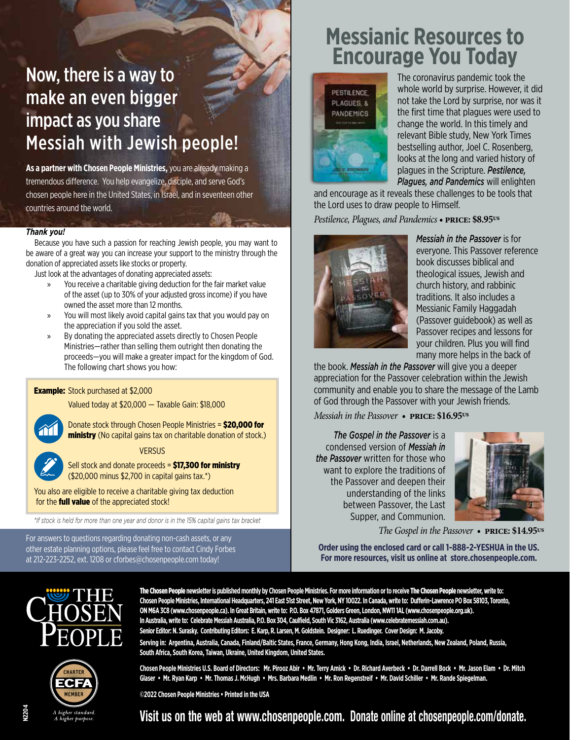# Now, there is a way to make an even bigger impact as you share Messiah with Jewish people!

**As a partner with Chosen People Ministries,** you are already making a tremendous difference. You help evangelize, disciple, and serve God's chosen people here in the United States, in Israel, and in seventeen other countries around the world.

***Thank you!***

Because you have such a passion for reaching Jewish people, you may want to be aware of a great way you can increase your support to the ministry through the donation of appreciated assets like stocks or property.

Just look at the advantages of donating appreciated assets:

- You receive a charitable giving deduction for the fair market value of the asset (up to 30% of your adjusted gross income) if you have owned the asset more than 12 months.
- You will most likely avoid capital gains tax that you would pay on the appreciation if you sold the asset.
- By donating the appreciated assets directly to Chosen People Ministries—rather than selling them outright then donating the proceeds—you will make a greater impact for the kingdom of God. The following chart shows you how:

**Example:** Stock purchased at $2,000

Valued today at $20,000 — Taxable Gain: $18,000

Donate stock through Chosen People Ministries = **$20,000 for ministry** (No capital gains tax on charitable donation of stock.)

VERSUS

Sell stock and donate proceeds = **$17,300 for ministry** ($20,000 minus $2,700 in capital gains tax.*)

You also are eligible to receive a charitable giving tax deduction for the **full value** of the appreciated stock!

*\*If stock is held for more than one year and donor is in the 15% capital gains tax bracket*

For answers to questions regarding donating non-cash assets, or any other estate planning options, please feel free to contact Cindy Forbes at 212-223-2252, ext. 1208 or cforbes@chosenpeople.com today!

# Messianic Resources to Encourage You Today

The coronavirus pandemic took the whole world by surprise. However, it did not take the Lord by surprise, nor was it the first time that plagues were used to change the world. In this timely and relevant Bible study, New York Times bestselling author, Joel C. Rosenberg, looks at the long and varied history of plagues in the Scripture. ***Pestilence, Plagues, and Pandemics*** will enlighten and encourage as it reveals these challenges to be tools that the Lord uses to draw people to Himself.

*Pestilence, Plagues, and Pandemics* • **PRICE: $8.95US**

***Messiah in the Passover*** is for everyone. This Passover reference book discusses biblical and theological issues, Jewish and church history, and rabbinic traditions. It also includes a Messianic Family Haggadah (Passover guidebook) as well as Passover recipes and lessons for your children. Plus you will find many more helps in the back of the book. ***Messiah in the Passover*** will give you a deeper appreciation for the Passover celebration within the Jewish community and enable you to share the message of the Lamb of God through the Passover with your Jewish friends.

*Messiah in the Passover* • **PRICE: $16.95US**

***The Gospel in the Passover*** is a condensed version of ***Messiah in the Passover*** written for those who want to explore the traditions of the Passover and deepen their understanding of the links between Passover, the Last Supper, and Communion.

*The Gospel in the Passover* • **PRICE: $14.95US**

**Order using the enclosed card or call 1-888-2-YESHUA in the US. For more resources, visit us online at store.chosenpeople.com.**

THE CHOSEN PEOPLE

CHARTER ECFA MEMBER — *A higher standard. A higher purpose.*

**The Chosen People newsletter is published monthly by Chosen People Ministries. For more information or to receive The Chosen People newsletter, write to: Chosen People Ministries, International Headquarters, 241 East 51st Street, New York, NY 10022. In Canada, write to: Dufferin-Lawrence PO Box 58103, Toronto, ON M6A 3C8 (www.chosenpeople.ca). In Great Britain, write to: P.O. Box 47871, Golders Green, London, NW11 1AL (www.chosenpeople.org.uk). In Australia, write to: Celebrate Messiah Australia, P.O. Box 304, Caulfield, South Vic 3162, Australia (www.celebratemessiah.com.au).**

**Senior Editor: N. Surasky. Contributing Editors: E. Karp, R. Larsen, M. Goldstein. Designer: L. Ruedinger. Cover Design: M. Jacoby.**

**Serving in: Argentina, Australia, Canada, Finland/Baltic States, France, Germany, Hong Kong, India, Israel, Netherlands, New Zealand, Poland, Russia, South Africa, South Korea, Taiwan, Ukraine, United Kingdom, United States.**

**Chosen People Ministries U.S. Board of Directors: Mr. Pirooz Abir • Mr. Terry Amick • Dr. Richard Averbeck • Dr. Darrell Bock • Mr. Jason Elam • Dr. Mitch Glaser • Mr. Ryan Karp • Mr. Thomas J. McHugh • Mrs. Barbara Medlin • Mr. Ron Regenstreif • Mr. David Schiller • Mr. Rande Spiegelman.**

**©2022 Chosen People Ministries • Printed in the USA**

N2204

**Visit us on the web at www.chosenpeople.com. Donate online at chosenpeople.com/donate.**